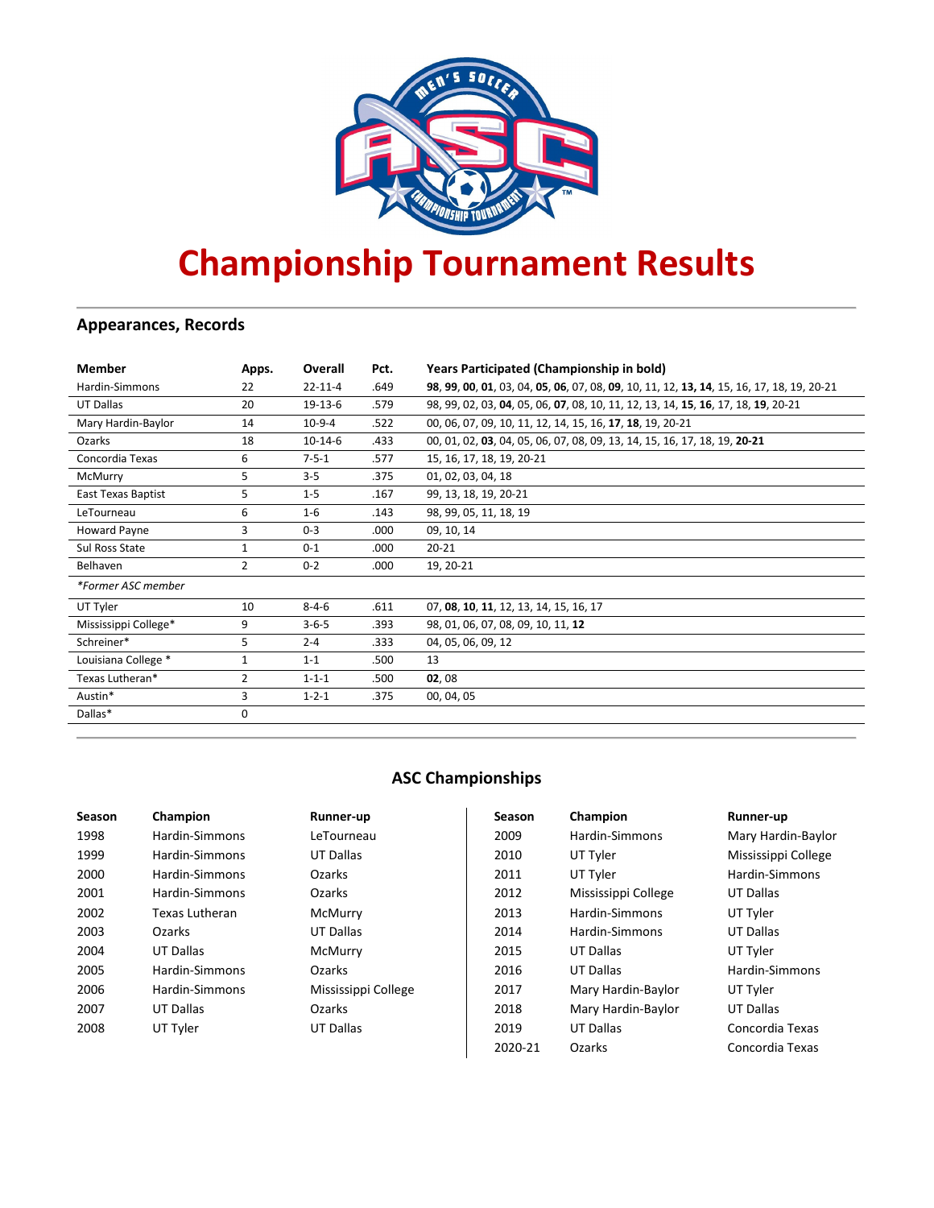# Championship Tournament Results

## Appearances, Records

| Member | Apps. | Overall | Pct. | Years Participated (Championship in bold) |
|---|---|---|---|---|
| Hardin-Simmons | 22 | 22-11-4 | .649 | **98**, **99**, **00**, **01**, 03, 04, **05**, **06**, 07, 08, **09**, 10, 11, 12, **13**, **14**, 15, 16, 17, 18, 19, 20-21 |
| UT Dallas | 20 | 19-13-6 | .579 | 98, 99, 02, 03, **04**, 05, 06, **07**, 08, 10, 11, 12, 13, 14, **15**, **16**, 17, 18, **19**, 20-21 |
| Mary Hardin-Baylor | 14 | 10-9-4 | .522 | 00, 06, 07, 09, 10, 11, 12, 14, 15, 16, **17**, **18**, 19, 20-21 |
| Ozarks | 18 | 10-14-6 | .433 | 00, 01, 02, **03**, 04, 05, 06, 07, 08, 09, 13, 14, 15, 16, 17, 18, 19, **20-21** |
| Concordia Texas | 6 | 7-5-1 | .577 | 15, 16, 17, 18, 19, 20-21 |
| McMurry | 5 | 3-5 | .375 | 01, 02, 03, 04, 18 |
| East Texas Baptist | 5 | 1-5 | .167 | 99, 13, 18, 19, 20-21 |
| LeTourneau | 6 | 1-6 | .143 | 98, 99, 05, 11, 18, 19 |
| Howard Payne | 3 | 0-3 | .000 | 09, 10, 14 |
| Sul Ross State | 1 | 0-1 | .000 | 20-21 |
| Belhaven | 2 | 0-2 | .000 | 19, 20-21 |
| *\*Former ASC member* | | | | |
| UT Tyler | 10 | 8-4-6 | .611 | 07, **08**, **10**, **11**, 12, 13, 14, 15, 16, 17 |
| Mississippi College* | 9 | 3-6-5 | .393 | 98, 01, 06, 07, 08, 09, 10, 11, **12** |
| Schreiner* | 5 | 2-4 | .333 | 04, 05, 06, 09, 12 |
| Louisiana College * | 1 | 1-1 | .500 | 13 |
| Texas Lutheran* | 2 | 1-1-1 | .500 | **02**, 08 |
| Austin* | 3 | 1-2-1 | .375 | 00, 04, 05 |
| Dallas* | 0 | | | |

## ASC Championships

| Season | Champion | Runner-up |
|---|---|---|
| 1998 | Hardin-Simmons | LeTourneau |
| 1999 | Hardin-Simmons | UT Dallas |
| 2000 | Hardin-Simmons | Ozarks |
| 2001 | Hardin-Simmons | Ozarks |
| 2002 | Texas Lutheran | McMurry |
| 2003 | Ozarks | UT Dallas |
| 2004 | UT Dallas | McMurry |
| 2005 | Hardin-Simmons | Ozarks |
| 2006 | Hardin-Simmons | Mississippi College |
| 2007 | UT Dallas | Ozarks |
| 2008 | UT Tyler | UT Dallas |
| 2009 | Hardin-Simmons | Mary Hardin-Baylor |
| 2010 | UT Tyler | Mississippi College |
| 2011 | UT Tyler | Hardin-Simmons |
| 2012 | Mississippi College | UT Dallas |
| 2013 | Hardin-Simmons | UT Tyler |
| 2014 | Hardin-Simmons | UT Dallas |
| 2015 | UT Dallas | UT Tyler |
| 2016 | UT Dallas | Hardin-Simmons |
| 2017 | Mary Hardin-Baylor | UT Tyler |
| 2018 | Mary Hardin-Baylor | UT Dallas |
| 2019 | UT Dallas | Concordia Texas |
| 2020-21 | Ozarks | Concordia Texas |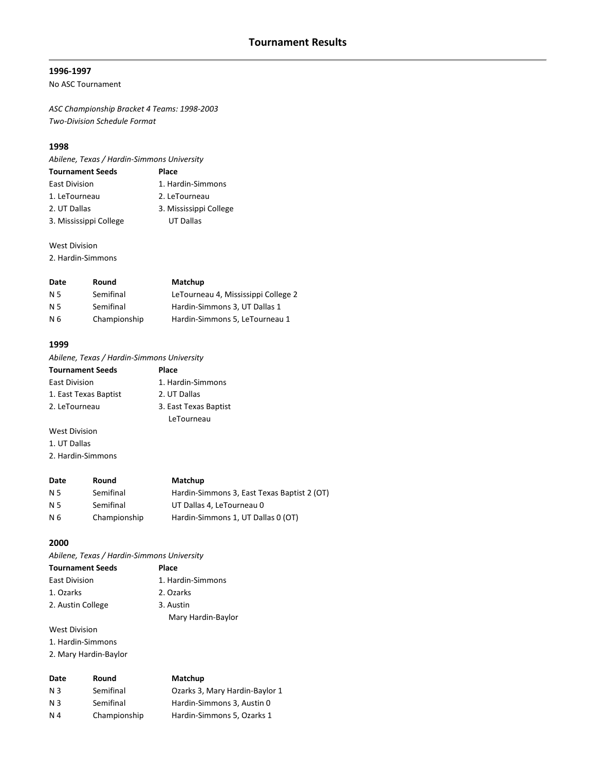# Tournament Results

### 1996-1997

No ASC Tournament

*ASC Championship Bracket 4 Teams: 1998-2003*
*Two-Division Schedule Format*

### 1998

*Abilene, Texas / Hardin-Simmons University*

| Tournament Seeds | Place |
|---|---|
| East Division | 1. Hardin-Simmons |
| 1. LeTourneau | 2. LeTourneau |
| 2. UT Dallas | 3. Mississippi College |
| 3. Mississippi College | UT Dallas |
| | |
| West Division | |
| 2. Hardin-Simmons | |

| Date | Round | Matchup |
|---|---|---|
| N 5 | Semifinal | LeTourneau 4, Mississippi College 2 |
| N 5 | Semifinal | Hardin-Simmons 3, UT Dallas 1 |
| N 6 | Championship | Hardin-Simmons 5, LeTourneau 1 |

### 1999

*Abilene, Texas / Hardin-Simmons University*

| Tournament Seeds | Place |
|---|---|
| East Division | 1. Hardin-Simmons |
| 1. East Texas Baptist | 2. UT Dallas |
| 2. LeTourneau | 3. East Texas Baptist |
| | LeTourneau |
| West Division | |
| 1. UT Dallas | |
| 2. Hardin-Simmons | |

| Date | Round | Matchup |
|---|---|---|
| N 5 | Semifinal | Hardin-Simmons 3, East Texas Baptist 2 (OT) |
| N 5 | Semifinal | UT Dallas 4, LeTourneau 0 |
| N 6 | Championship | Hardin-Simmons 1, UT Dallas 0 (OT) |

### 2000

*Abilene, Texas / Hardin-Simmons University*

| Tournament Seeds | Place |
|---|---|
| East Division | 1. Hardin-Simmons |
| 1. Ozarks | 2. Ozarks |
| 2. Austin College | 3. Austin |
| | Mary Hardin-Baylor |
| West Division | |
| 1. Hardin-Simmons | |
| 2. Mary Hardin-Baylor | |

| Date | Round | Matchup |
|---|---|---|
| N 3 | Semifinal | Ozarks 3, Mary Hardin-Baylor 1 |
| N 3 | Semifinal | Hardin-Simmons 3, Austin 0 |
| N 4 | Championship | Hardin-Simmons 5, Ozarks 1 |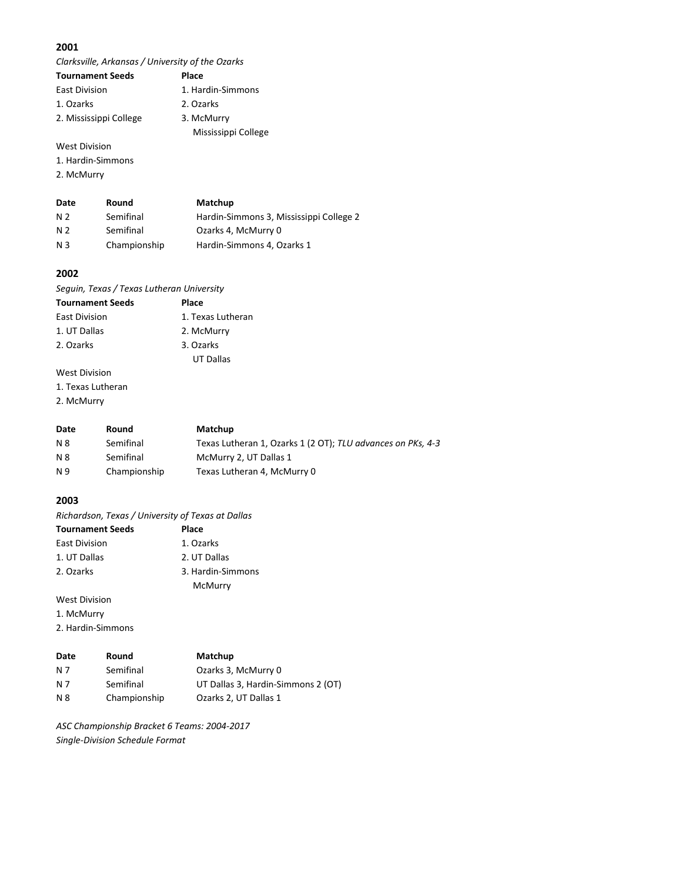## 2001

*Clarksville, Arkansas / University of the Ozarks*

| Tournament Seeds | Place |
|---|---|
| East Division | 1. Hardin-Simmons |
| 1. Ozarks | 2. Ozarks |
| 2. Mississippi College | 3. McMurry |
| | Mississippi College |

West Division
1. Hardin-Simmons
2. McMurry

| Date | Round | Matchup |
|---|---|---|
| N 2 | Semifinal | Hardin-Simmons 3, Mississippi College 2 |
| N 2 | Semifinal | Ozarks 4, McMurry 0 |
| N 3 | Championship | Hardin-Simmons 4, Ozarks 1 |

## 2002

*Seguin, Texas / Texas Lutheran University*

| Tournament Seeds | Place |
|---|---|
| East Division | 1. Texas Lutheran |
| 1. UT Dallas | 2. McMurry |
| 2. Ozarks | 3. Ozarks |
| | UT Dallas |

West Division
1. Texas Lutheran
2. McMurry

| Date | Round | Matchup |
|---|---|---|
| N 8 | Semifinal | Texas Lutheran 1, Ozarks 1 (2 OT); *TLU advances on PKs, 4-3* |
| N 8 | Semifinal | McMurry 2, UT Dallas 1 |
| N 9 | Championship | Texas Lutheran 4, McMurry 0 |

## 2003

*Richardson, Texas / University of Texas at Dallas*

| Tournament Seeds | Place |
|---|---|
| East Division | 1. Ozarks |
| 1. UT Dallas | 2. UT Dallas |
| 2. Ozarks | 3. Hardin-Simmons |
| | McMurry |

West Division
1. McMurry
2. Hardin-Simmons

| Date | Round | Matchup |
|---|---|---|
| N 7 | Semifinal | Ozarks 3, McMurry 0 |
| N 7 | Semifinal | UT Dallas 3, Hardin-Simmons 2 (OT) |
| N 8 | Championship | Ozarks 2, UT Dallas 1 |

*ASC Championship Bracket 6 Teams: 2004-2017*
*Single-Division Schedule Format*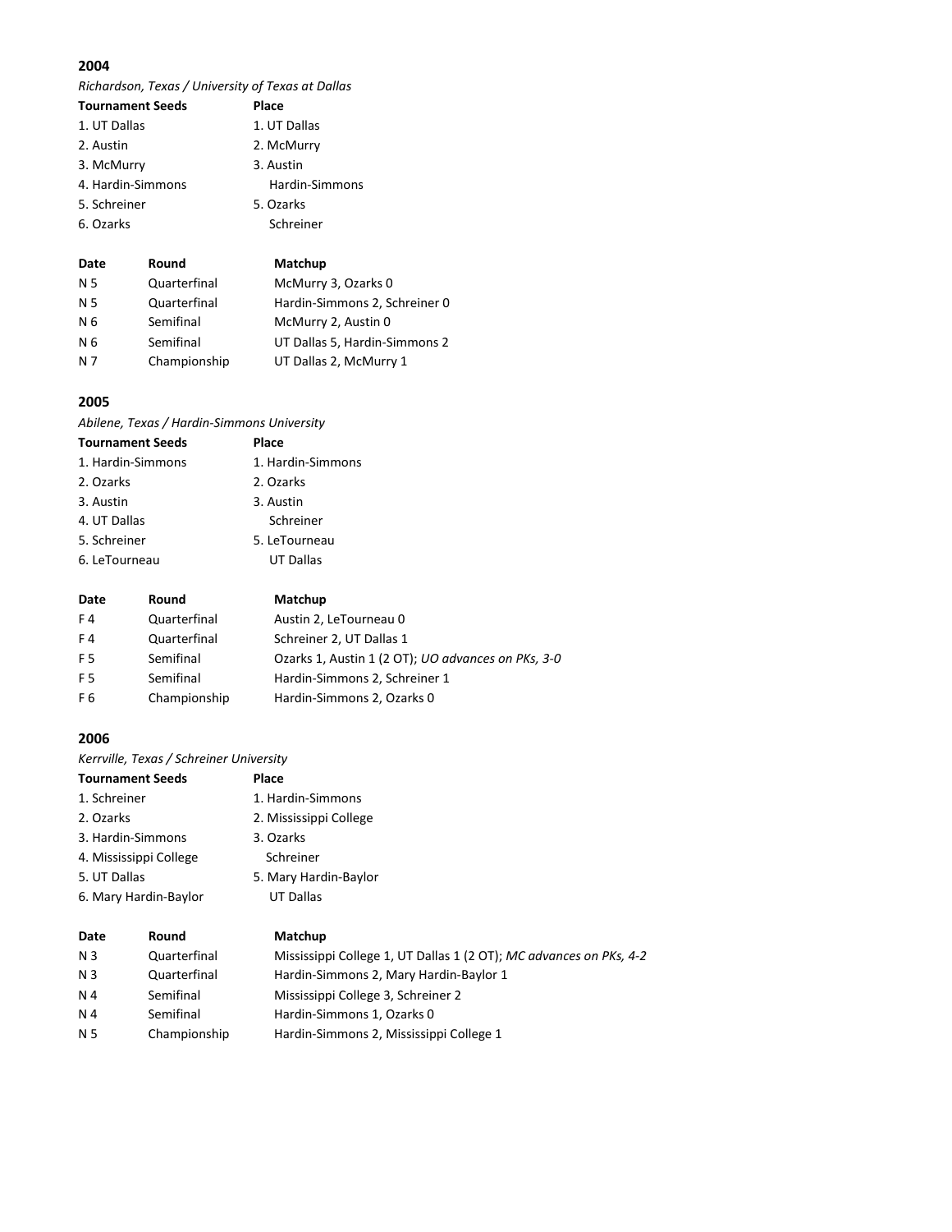## 2004

*Richardson, Texas / University of Texas at Dallas*

| Tournament Seeds | Place |
|---|---|
| 1. UT Dallas | 1. UT Dallas |
| 2. Austin | 2. McMurry |
| 3. McMurry | 3. Austin |
| 4. Hardin-Simmons | Hardin-Simmons |
| 5. Schreiner | 5. Ozarks |
| 6. Ozarks | Schreiner |

| Date | Round | Matchup |
|---|---|---|
| N 5 | Quarterfinal | McMurry 3, Ozarks 0 |
| N 5 | Quarterfinal | Hardin-Simmons 2, Schreiner 0 |
| N 6 | Semifinal | McMurry 2, Austin 0 |
| N 6 | Semifinal | UT Dallas 5, Hardin-Simmons 2 |
| N 7 | Championship | UT Dallas 2, McMurry 1 |

## 2005

*Abilene, Texas / Hardin-Simmons University*

| Tournament Seeds | Place |
|---|---|
| 1. Hardin-Simmons | 1. Hardin-Simmons |
| 2. Ozarks | 2. Ozarks |
| 3. Austin | 3. Austin |
| 4. UT Dallas | Schreiner |
| 5. Schreiner | 5. LeTourneau |
| 6. LeTourneau | UT Dallas |

| Date | Round | Matchup |
|---|---|---|
| F 4 | Quarterfinal | Austin 2, LeTourneau 0 |
| F 4 | Quarterfinal | Schreiner 2, UT Dallas 1 |
| F 5 | Semifinal | Ozarks 1, Austin 1 (2 OT); *UO advances on PKs, 3-0* |
| F 5 | Semifinal | Hardin-Simmons 2, Schreiner 1 |
| F 6 | Championship | Hardin-Simmons 2, Ozarks 0 |

## 2006

*Kerrville, Texas / Schreiner University*

| Tournament Seeds | Place |
|---|---|
| 1. Schreiner | 1. Hardin-Simmons |
| 2. Ozarks | 2. Mississippi College |
| 3. Hardin-Simmons | 3. Ozarks |
| 4. Mississippi College | Schreiner |
| 5. UT Dallas | 5. Mary Hardin-Baylor |
| 6. Mary Hardin-Baylor | UT Dallas |

| Date | Round | Matchup |
|---|---|---|
| N 3 | Quarterfinal | Mississippi College 1, UT Dallas 1 (2 OT); *MC advances on PKs, 4-2* |
| N 3 | Quarterfinal | Hardin-Simmons 2, Mary Hardin-Baylor 1 |
| N 4 | Semifinal | Mississippi College 3, Schreiner 2 |
| N 4 | Semifinal | Hardin-Simmons 1, Ozarks 0 |
| N 5 | Championship | Hardin-Simmons 2, Mississippi College 1 |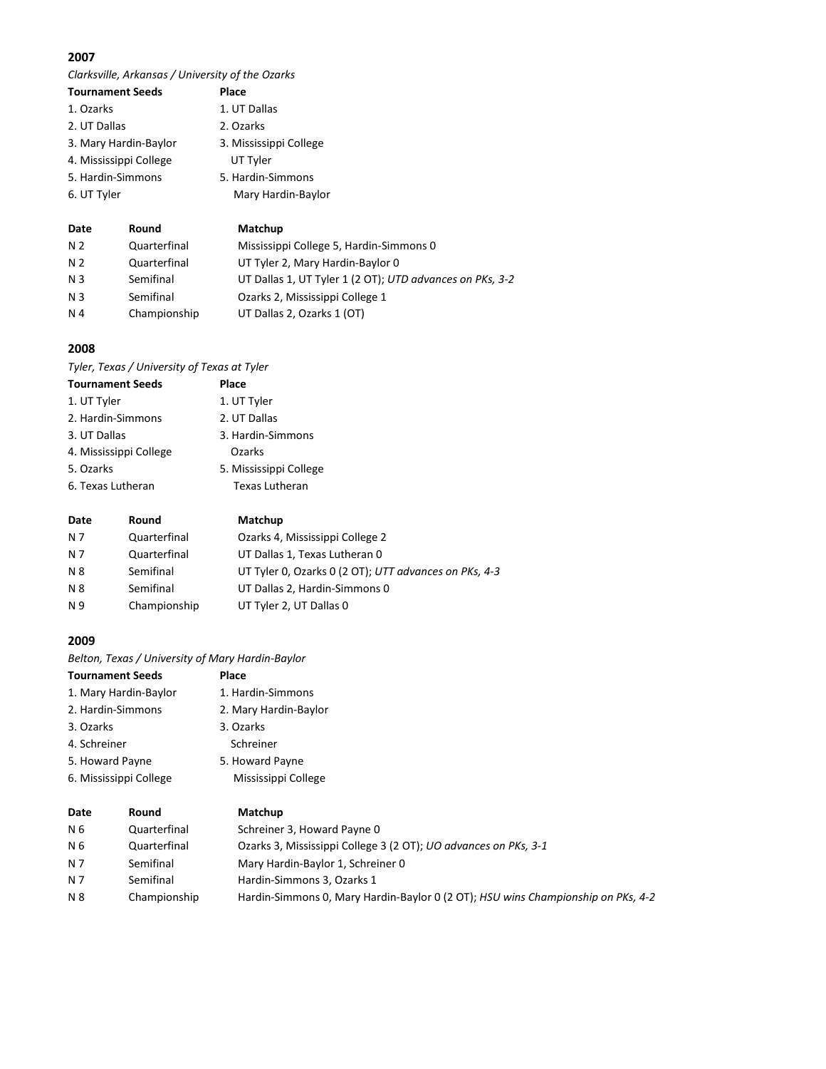## 2007

*Clarksville, Arkansas / University of the Ozarks*

| Tournament Seeds | Place |
|---|---|
| 1. Ozarks | 1. UT Dallas |
| 2. UT Dallas | 2. Ozarks |
| 3. Mary Hardin-Baylor | 3. Mississippi College |
| 4. Mississippi College | UT Tyler |
| 5. Hardin-Simmons | 5. Hardin-Simmons |
| 6. UT Tyler | Mary Hardin-Baylor |

| Date | Round | Matchup |
|---|---|---|
| N 2 | Quarterfinal | Mississippi College 5, Hardin-Simmons 0 |
| N 2 | Quarterfinal | UT Tyler 2, Mary Hardin-Baylor 0 |
| N 3 | Semifinal | UT Dallas 1, UT Tyler 1 (2 OT); *UTD advances on PKs, 3-2* |
| N 3 | Semifinal | Ozarks 2, Mississippi College 1 |
| N 4 | Championship | UT Dallas 2, Ozarks 1 (OT) |

## 2008

*Tyler, Texas / University of Texas at Tyler*

| Tournament Seeds | Place |
|---|---|
| 1. UT Tyler | 1. UT Tyler |
| 2. Hardin-Simmons | 2. UT Dallas |
| 3. UT Dallas | 3. Hardin-Simmons |
| 4. Mississippi College | Ozarks |
| 5. Ozarks | 5. Mississippi College |
| 6. Texas Lutheran | Texas Lutheran |

| Date | Round | Matchup |
|---|---|---|
| N 7 | Quarterfinal | Ozarks 4, Mississippi College 2 |
| N 7 | Quarterfinal | UT Dallas 1, Texas Lutheran 0 |
| N 8 | Semifinal | UT Tyler 0, Ozarks 0 (2 OT); *UTT advances on PKs, 4-3* |
| N 8 | Semifinal | UT Dallas 2, Hardin-Simmons 0 |
| N 9 | Championship | UT Tyler 2, UT Dallas 0 |

## 2009

*Belton, Texas / University of Mary Hardin-Baylor*

| Tournament Seeds | Place |
|---|---|
| 1. Mary Hardin-Baylor | 1. Hardin-Simmons |
| 2. Hardin-Simmons | 2. Mary Hardin-Baylor |
| 3. Ozarks | 3. Ozarks |
| 4. Schreiner | Schreiner |
| 5. Howard Payne | 5. Howard Payne |
| 6. Mississippi College | Mississippi College |

| Date | Round | Matchup |
|---|---|---|
| N 6 | Quarterfinal | Schreiner 3, Howard Payne 0 |
| N 6 | Quarterfinal | Ozarks 3, Mississippi College 3 (2 OT); *UO advances on PKs, 3-1* |
| N 7 | Semifinal | Mary Hardin-Baylor 1, Schreiner 0 |
| N 7 | Semifinal | Hardin-Simmons 3, Ozarks 1 |
| N 8 | Championship | Hardin-Simmons 0, Mary Hardin-Baylor 0 (2 OT); *HSU wins Championship on PKs, 4-2* |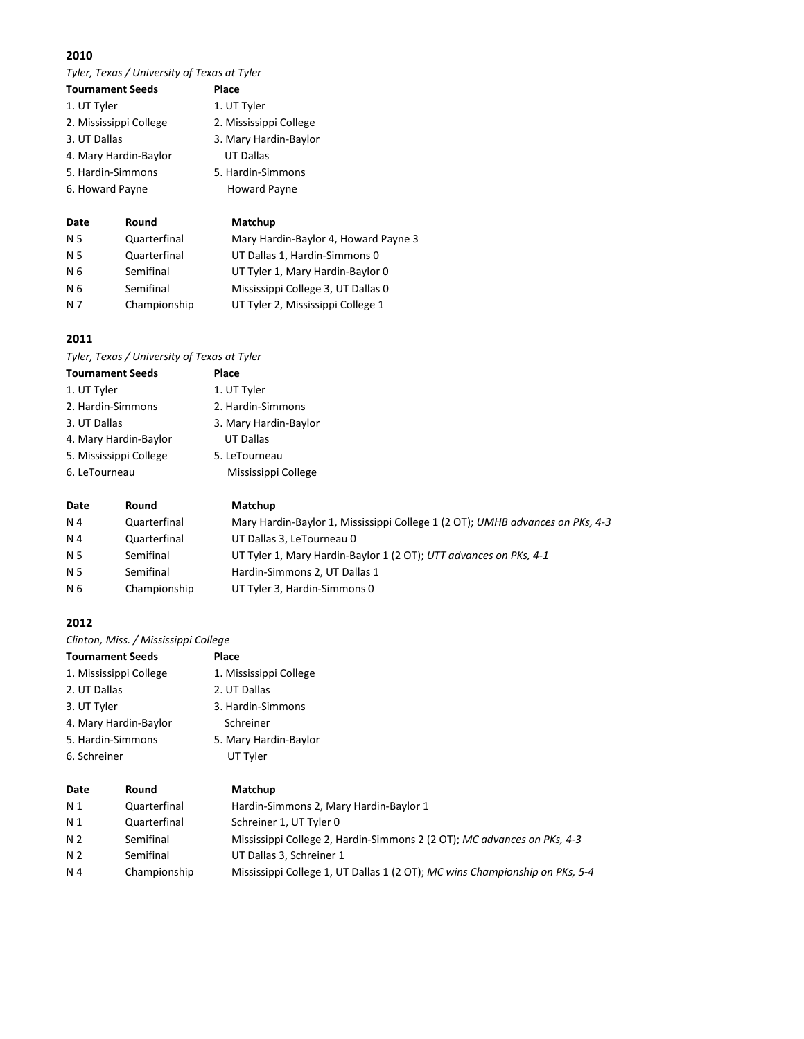## 2010

*Tyler, Texas / University of Texas at Tyler*

| Tournament Seeds | Place |
|---|---|
| 1. UT Tyler | 1. UT Tyler |
| 2. Mississippi College | 2. Mississippi College |
| 3. UT Dallas | 3. Mary Hardin-Baylor |
| 4. Mary Hardin-Baylor | UT Dallas |
| 5. Hardin-Simmons | 5. Hardin-Simmons |
| 6. Howard Payne | Howard Payne |

| Date | Round | Matchup |
|---|---|---|
| N 5 | Quarterfinal | Mary Hardin-Baylor 4, Howard Payne 3 |
| N 5 | Quarterfinal | UT Dallas 1, Hardin-Simmons 0 |
| N 6 | Semifinal | UT Tyler 1, Mary Hardin-Baylor 0 |
| N 6 | Semifinal | Mississippi College 3, UT Dallas 0 |
| N 7 | Championship | UT Tyler 2, Mississippi College 1 |

## 2011

*Tyler, Texas / University of Texas at Tyler*

| Tournament Seeds | Place |
|---|---|
| 1. UT Tyler | 1. UT Tyler |
| 2. Hardin-Simmons | 2. Hardin-Simmons |
| 3. UT Dallas | 3. Mary Hardin-Baylor |
| 4. Mary Hardin-Baylor | UT Dallas |
| 5. Mississippi College | 5. LeTourneau |
| 6. LeTourneau | Mississippi College |

| Date | Round | Matchup |
|---|---|---|
| N 4 | Quarterfinal | Mary Hardin-Baylor 1, Mississippi College 1 (2 OT); *UMHB advances on PKs, 4-3* |
| N 4 | Quarterfinal | UT Dallas 3, LeTourneau 0 |
| N 5 | Semifinal | UT Tyler 1, Mary Hardin-Baylor 1 (2 OT); *UTT advances on PKs, 4-1* |
| N 5 | Semifinal | Hardin-Simmons 2, UT Dallas 1 |
| N 6 | Championship | UT Tyler 3, Hardin-Simmons 0 |

## 2012

*Clinton, Miss. / Mississippi College*

| Tournament Seeds | Place |
|---|---|
| 1. Mississippi College | 1. Mississippi College |
| 2. UT Dallas | 2. UT Dallas |
| 3. UT Tyler | 3. Hardin-Simmons |
| 4. Mary Hardin-Baylor | Schreiner |
| 5. Hardin-Simmons | 5. Mary Hardin-Baylor |
| 6. Schreiner | UT Tyler |

| Date | Round | Matchup |
|---|---|---|
| N 1 | Quarterfinal | Hardin-Simmons 2, Mary Hardin-Baylor 1 |
| N 1 | Quarterfinal | Schreiner 1, UT Tyler 0 |
| N 2 | Semifinal | Mississippi College 2, Hardin-Simmons 2 (2 OT); *MC advances on PKs, 4-3* |
| N 2 | Semifinal | UT Dallas 3, Schreiner 1 |
| N 4 | Championship | Mississippi College 1, UT Dallas 1 (2 OT); *MC wins Championship on PKs, 5-4* |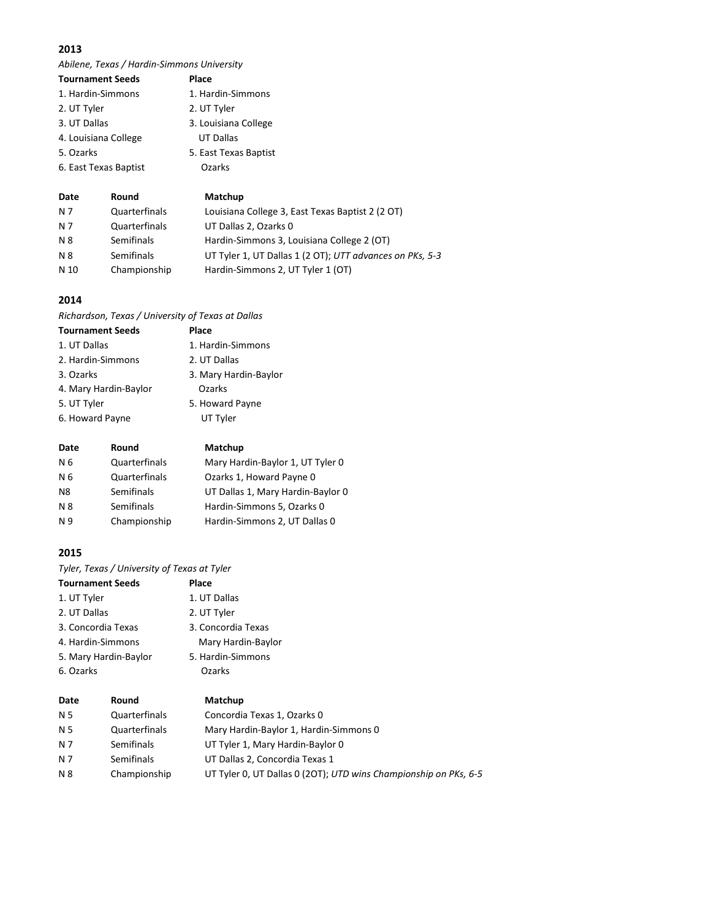## 2013

*Abilene, Texas / Hardin-Simmons University*

| Tournament Seeds | Place |
|---|---|
| 1. Hardin-Simmons | 1. Hardin-Simmons |
| 2. UT Tyler | 2. UT Tyler |
| 3. UT Dallas | 3. Louisiana College |
| 4. Louisiana College | UT Dallas |
| 5. Ozarks | 5. East Texas Baptist |
| 6. East Texas Baptist | Ozarks |

| Date | Round | Matchup |
|---|---|---|
| N 7 | Quarterfinals | Louisiana College 3, East Texas Baptist 2 (2 OT) |
| N 7 | Quarterfinals | UT Dallas 2, Ozarks 0 |
| N 8 | Semifinals | Hardin-Simmons 3, Louisiana College 2 (OT) |
| N 8 | Semifinals | UT Tyler 1, UT Dallas 1 (2 OT); *UTT advances on PKs, 5-3* |
| N 10 | Championship | Hardin-Simmons 2, UT Tyler 1 (OT) |

## 2014

*Richardson, Texas / University of Texas at Dallas*

| Tournament Seeds | Place |
|---|---|
| 1. UT Dallas | 1. Hardin-Simmons |
| 2. Hardin-Simmons | 2. UT Dallas |
| 3. Ozarks | 3. Mary Hardin-Baylor |
| 4. Mary Hardin-Baylor | Ozarks |
| 5. UT Tyler | 5. Howard Payne |
| 6. Howard Payne | UT Tyler |

| Date | Round | Matchup |
|---|---|---|
| N 6 | Quarterfinals | Mary Hardin-Baylor 1, UT Tyler 0 |
| N 6 | Quarterfinals | Ozarks 1, Howard Payne 0 |
| N8 | Semifinals | UT Dallas 1, Mary Hardin-Baylor 0 |
| N 8 | Semifinals | Hardin-Simmons 5, Ozarks 0 |
| N 9 | Championship | Hardin-Simmons 2, UT Dallas 0 |

## 2015

*Tyler, Texas / University of Texas at Tyler*

| Tournament Seeds | Place |
|---|---|
| 1. UT Tyler | 1. UT Dallas |
| 2. UT Dallas | 2. UT Tyler |
| 3. Concordia Texas | 3. Concordia Texas |
| 4. Hardin-Simmons | Mary Hardin-Baylor |
| 5. Mary Hardin-Baylor | 5. Hardin-Simmons |
| 6. Ozarks | Ozarks |

| Date | Round | Matchup |
|---|---|---|
| N 5 | Quarterfinals | Concordia Texas 1, Ozarks 0 |
| N 5 | Quarterfinals | Mary Hardin-Baylor 1, Hardin-Simmons 0 |
| N 7 | Semifinals | UT Tyler 1, Mary Hardin-Baylor 0 |
| N 7 | Semifinals | UT Dallas 2, Concordia Texas 1 |
| N 8 | Championship | UT Tyler 0, UT Dallas 0 (2OT); *UTD wins Championship on PKs, 6-5* |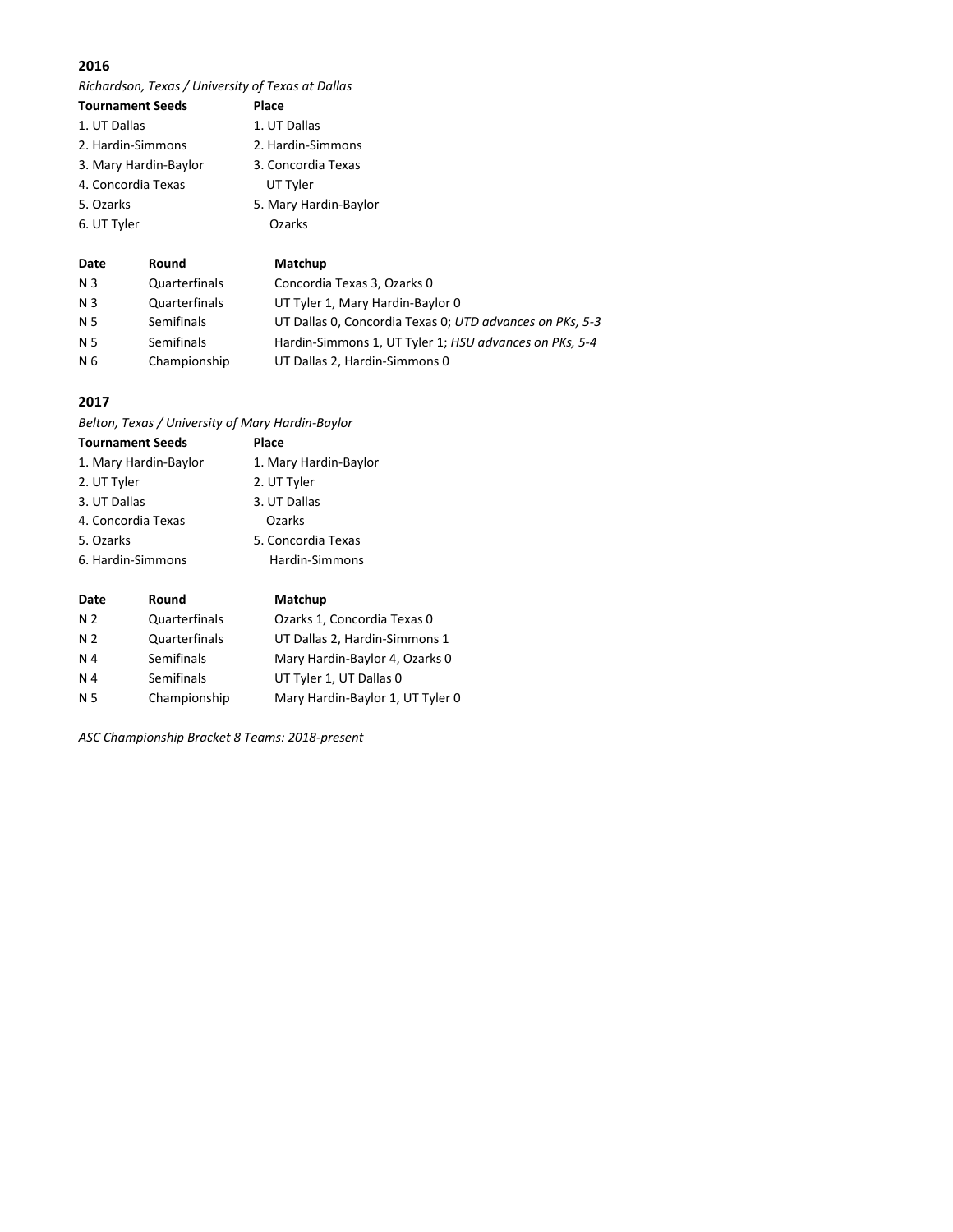## 2016

*Richardson, Texas / University of Texas at Dallas*

| Tournament Seeds | Place |
| --- | --- |
| 1. UT Dallas | 1. UT Dallas |
| 2. Hardin-Simmons | 2. Hardin-Simmons |
| 3. Mary Hardin-Baylor | 3. Concordia Texas |
| 4. Concordia Texas | UT Tyler |
| 5. Ozarks | 5. Mary Hardin-Baylor |
| 6. UT Tyler | Ozarks |

| Date | Round | Matchup |
| --- | --- | --- |
| N 3 | Quarterfinals | Concordia Texas 3, Ozarks 0 |
| N 3 | Quarterfinals | UT Tyler 1, Mary Hardin-Baylor 0 |
| N 5 | Semifinals | UT Dallas 0, Concordia Texas 0; *UTD advances on PKs, 5-3* |
| N 5 | Semifinals | Hardin-Simmons 1, UT Tyler 1; *HSU advances on PKs, 5-4* |
| N 6 | Championship | UT Dallas 2, Hardin-Simmons 0 |

## 2017

*Belton, Texas / University of Mary Hardin-Baylor*

| Tournament Seeds | Place |
| --- | --- |
| 1. Mary Hardin-Baylor | 1. Mary Hardin-Baylor |
| 2. UT Tyler | 2. UT Tyler |
| 3. UT Dallas | 3. UT Dallas |
| 4. Concordia Texas | Ozarks |
| 5. Ozarks | 5. Concordia Texas |
| 6. Hardin-Simmons | Hardin-Simmons |

| Date | Round | Matchup |
| --- | --- | --- |
| N 2 | Quarterfinals | Ozarks 1, Concordia Texas 0 |
| N 2 | Quarterfinals | UT Dallas 2, Hardin-Simmons 1 |
| N 4 | Semifinals | Mary Hardin-Baylor 4, Ozarks 0 |
| N 4 | Semifinals | UT Tyler 1, UT Dallas 0 |
| N 5 | Championship | Mary Hardin-Baylor 1, UT Tyler 0 |

*ASC Championship Bracket 8 Teams: 2018-present*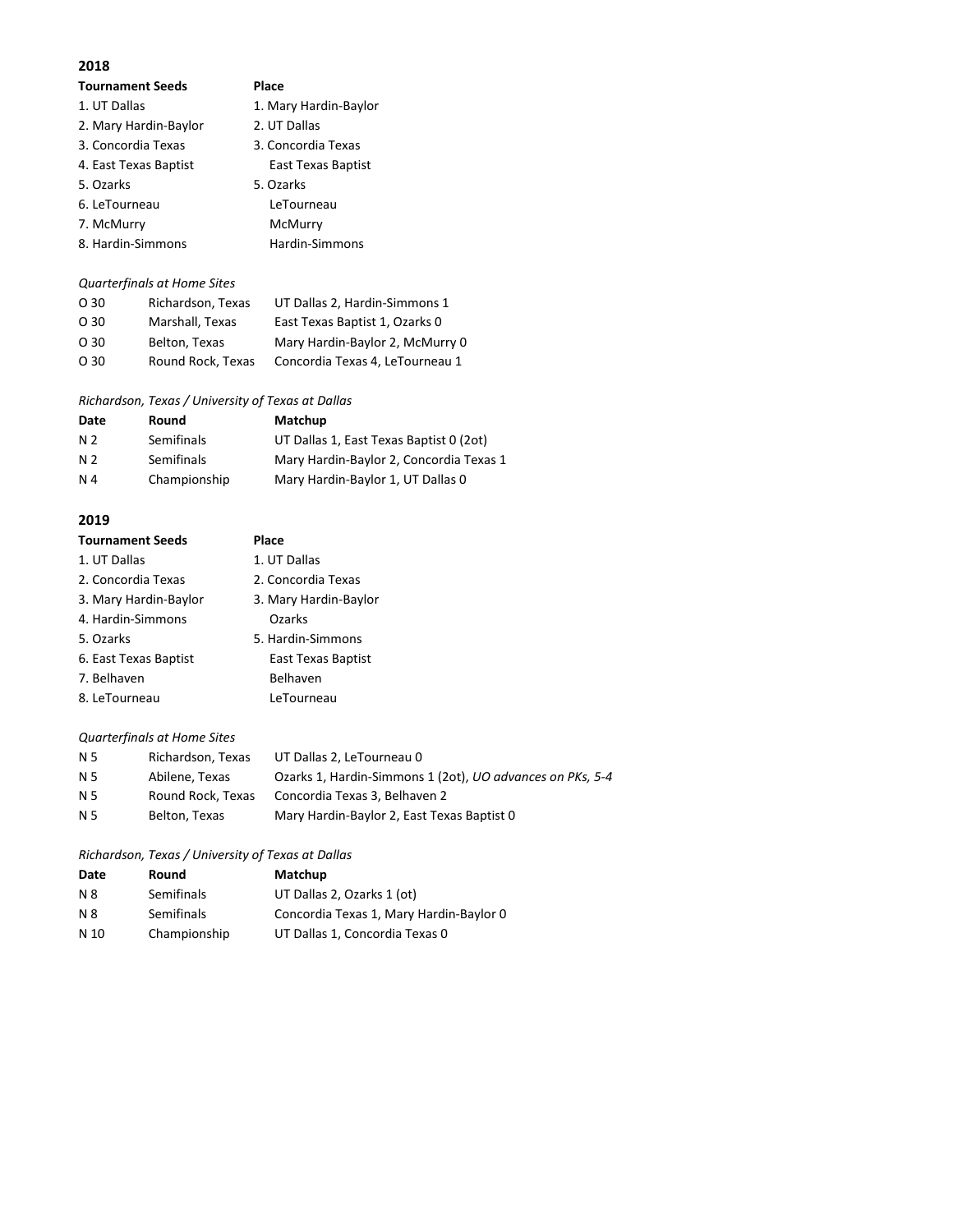## 2018

| Tournament Seeds | Place |
|---|---|
| 1. UT Dallas | 1. Mary Hardin-Baylor |
| 2. Mary Hardin-Baylor | 2. UT Dallas |
| 3. Concordia Texas | 3. Concordia Texas |
| 4. East Texas Baptist | East Texas Baptist |
| 5. Ozarks | 5. Ozarks |
| 6. LeTourneau | LeTourneau |
| 7. McMurry | McMurry |
| 8. Hardin-Simmons | Hardin-Simmons |

*Quarterfinals at Home Sites*

| | | |
|---|---|---|
| O 30 | Richardson, Texas | UT Dallas 2, Hardin-Simmons 1 |
| O 30 | Marshall, Texas | East Texas Baptist 1, Ozarks 0 |
| O 30 | Belton, Texas | Mary Hardin-Baylor 2, McMurry 0 |
| O 30 | Round Rock, Texas | Concordia Texas 4, LeTourneau 1 |

*Richardson, Texas / University of Texas at Dallas*

| Date | Round | Matchup |
|---|---|---|
| N 2 | Semifinals | UT Dallas 1, East Texas Baptist 0 (2ot) |
| N 2 | Semifinals | Mary Hardin-Baylor 2, Concordia Texas 1 |
| N 4 | Championship | Mary Hardin-Baylor 1, UT Dallas 0 |

## 2019

| Tournament Seeds | Place |
|---|---|
| 1. UT Dallas | 1. UT Dallas |
| 2. Concordia Texas | 2. Concordia Texas |
| 3. Mary Hardin-Baylor | 3. Mary Hardin-Baylor |
| 4. Hardin-Simmons | Ozarks |
| 5. Ozarks | 5. Hardin-Simmons |
| 6. East Texas Baptist | East Texas Baptist |
| 7. Belhaven | Belhaven |
| 8. LeTourneau | LeTourneau |

*Quarterfinals at Home Sites*

| | | |
|---|---|---|
| N 5 | Richardson, Texas | UT Dallas 2, LeTourneau 0 |
| N 5 | Abilene, Texas | Ozarks 1, Hardin-Simmons 1 (2ot), *UO advances on PKs, 5-4* |
| N 5 | Round Rock, Texas | Concordia Texas 3, Belhaven 2 |
| N 5 | Belton, Texas | Mary Hardin-Baylor 2, East Texas Baptist 0 |

*Richardson, Texas / University of Texas at Dallas*

| Date | Round | Matchup |
|---|---|---|
| N 8 | Semifinals | UT Dallas 2, Ozarks 1 (ot) |
| N 8 | Semifinals | Concordia Texas 1, Mary Hardin-Baylor 0 |
| N 10 | Championship | UT Dallas 1, Concordia Texas 0 |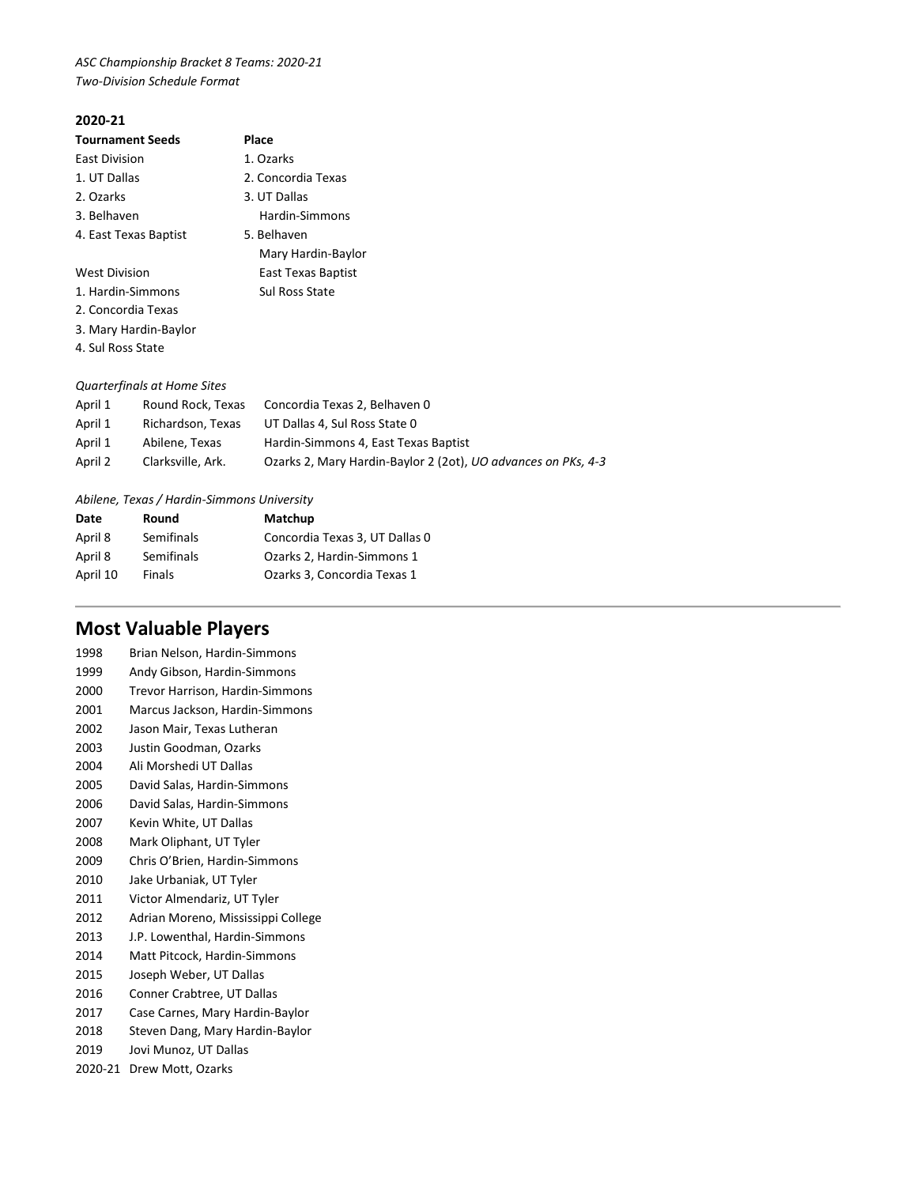*ASC Championship Bracket 8 Teams: 2020-21*
*Two-Division Schedule Format*

**2020-21**

| **Tournament Seeds** | **Place** |
|---|---|
| East Division | 1. Ozarks |
| 1. UT Dallas | 2. Concordia Texas |
| 2. Ozarks | 3. UT Dallas |
| 3. Belhaven | Hardin-Simmons |
| 4. East Texas Baptist | 5. Belhaven |
| | Mary Hardin-Baylor |
| West Division | East Texas Baptist |
| 1. Hardin-Simmons | Sul Ross State |
| 2. Concordia Texas | |
| 3. Mary Hardin-Baylor | |
| 4. Sul Ross State | |

*Quarterfinals at Home Sites*

| | | |
|---|---|---|
| April 1 | Round Rock, Texas | Concordia Texas 2, Belhaven 0 |
| April 1 | Richardson, Texas | UT Dallas 4, Sul Ross State 0 |
| April 1 | Abilene, Texas | Hardin-Simmons 4, East Texas Baptist |
| April 2 | Clarksville, Ark. | Ozarks 2, Mary Hardin-Baylor 2 (2ot), *UO advances on PKs, 4-3* |

*Abilene, Texas / Hardin-Simmons University*

| **Date** | **Round** | **Matchup** |
|---|---|---|
| April 8 | Semifinals | Concordia Texas 3, UT Dallas 0 |
| April 8 | Semifinals | Ozarks 2, Hardin-Simmons 1 |
| April 10 | Finals | Ozarks 3, Concordia Texas 1 |

## Most Valuable Players

| | |
|---|---|
| 1998 | Brian Nelson, Hardin-Simmons |
| 1999 | Andy Gibson, Hardin-Simmons |
| 2000 | Trevor Harrison, Hardin-Simmons |
| 2001 | Marcus Jackson, Hardin-Simmons |
| 2002 | Jason Mair, Texas Lutheran |
| 2003 | Justin Goodman, Ozarks |
| 2004 | Ali Morshedi UT Dallas |
| 2005 | David Salas, Hardin-Simmons |
| 2006 | David Salas, Hardin-Simmons |
| 2007 | Kevin White, UT Dallas |
| 2008 | Mark Oliphant, UT Tyler |
| 2009 | Chris O'Brien, Hardin-Simmons |
| 2010 | Jake Urbaniak, UT Tyler |
| 2011 | Victor Almendariz, UT Tyler |
| 2012 | Adrian Moreno, Mississippi College |
| 2013 | J.P. Lowenthal, Hardin-Simmons |
| 2014 | Matt Pitcock, Hardin-Simmons |
| 2015 | Joseph Weber, UT Dallas |
| 2016 | Conner Crabtree, UT Dallas |
| 2017 | Case Carnes, Mary Hardin-Baylor |
| 2018 | Steven Dang, Mary Hardin-Baylor |
| 2019 | Jovi Munoz, UT Dallas |
| 2020-21 | Drew Mott, Ozarks |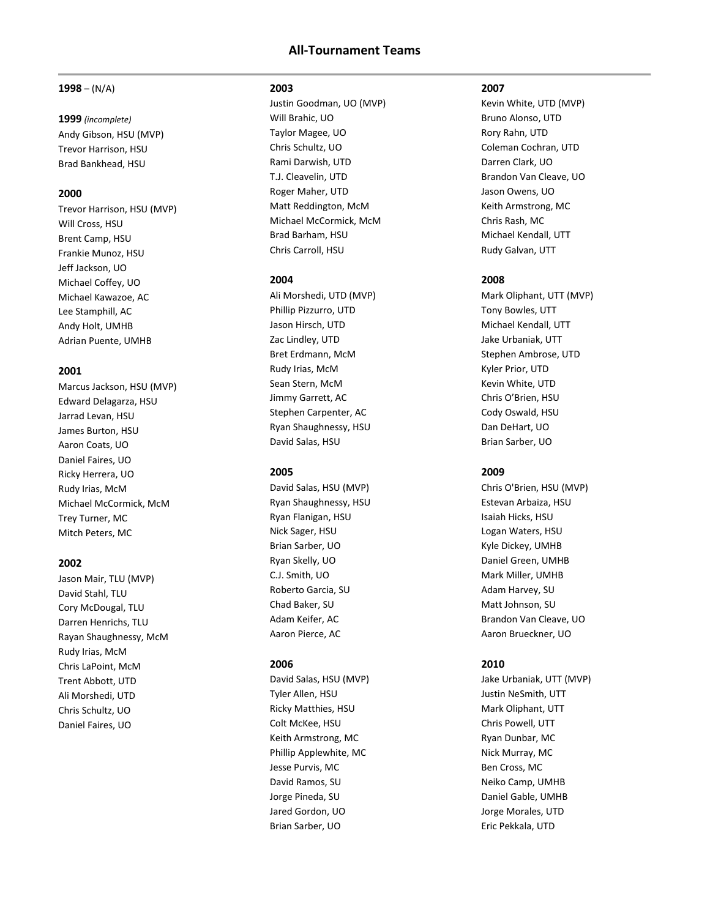# All-Tournament Teams

**1998** – (N/A)

**1999** *(incomplete)*

Andy Gibson, HSU (MVP)
Trevor Harrison, HSU
Brad Bankhead, HSU

**2000**

Trevor Harrison, HSU (MVP)
Will Cross, HSU
Brent Camp, HSU
Frankie Munoz, HSU
Jeff Jackson, UO
Michael Coffey, UO
Michael Kawazoe, AC
Lee Stamphill, AC
Andy Holt, UMHB
Adrian Puente, UMHB

**2001**

Marcus Jackson, HSU (MVP)
Edward Delagarza, HSU
Jarrad Levan, HSU
James Burton, HSU
Aaron Coats, UO
Daniel Faires, UO
Ricky Herrera, UO
Rudy Irias, McM
Michael McCormick, McM
Trey Turner, MC
Mitch Peters, MC

**2002**

Jason Mair, TLU (MVP)
David Stahl, TLU
Cory McDougal, TLU
Darren Henrichs, TLU
Rayan Shaughnessy, McM
Rudy Irias, McM
Chris LaPoint, McM
Trent Abbott, UTD
Ali Morshedi, UTD
Chris Schultz, UO
Daniel Faires, UO

**2003**

Justin Goodman, UO (MVP)
Will Brahic, UO
Taylor Magee, UO
Chris Schultz, UO
Rami Darwish, UTD
T.J. Cleavelin, UTD
Roger Maher, UTD
Matt Reddington, McM
Michael McCormick, McM
Brad Barham, HSU
Chris Carroll, HSU

**2004**

Ali Morshedi, UTD (MVP)
Phillip Pizzurro, UTD
Jason Hirsch, UTD
Zac Lindley, UTD
Bret Erdmann, McM
Rudy Irias, McM
Sean Stern, McM
Jimmy Garrett, AC
Stephen Carpenter, AC
Ryan Shaughnessy, HSU
David Salas, HSU

**2005**

David Salas, HSU (MVP)
Ryan Shaughnessy, HSU
Ryan Flanigan, HSU
Nick Sager, HSU
Brian Sarber, UO
Ryan Skelly, UO
C.J. Smith, UO
Roberto Garcia, SU
Chad Baker, SU
Adam Keifer, AC
Aaron Pierce, AC

**2006**

David Salas, HSU (MVP)
Tyler Allen, HSU
Ricky Matthies, HSU
Colt McKee, HSU
Keith Armstrong, MC
Phillip Applewhite, MC
Jesse Purvis, MC
David Ramos, SU
Jorge Pineda, SU
Jared Gordon, UO
Brian Sarber, UO

**2007**

Kevin White, UTD (MVP)
Bruno Alonso, UTD
Rory Rahn, UTD
Coleman Cochran, UTD
Darren Clark, UO
Brandon Van Cleave, UO
Jason Owens, UO
Keith Armstrong, MC
Chris Rash, MC
Michael Kendall, UTT
Rudy Galvan, UTT

**2008**

Mark Oliphant, UTT (MVP)
Tony Bowles, UTT
Michael Kendall, UTT
Jake Urbaniak, UTT
Stephen Ambrose, UTD
Kyler Prior, UTD
Kevin White, UTD
Chris O'Brien, HSU
Cody Oswald, HSU
Dan DeHart, UO
Brian Sarber, UO

**2009**

Chris O'Brien, HSU (MVP)
Estevan Arbaiza, HSU
Isaiah Hicks, HSU
Logan Waters, HSU
Kyle Dickey, UMHB
Daniel Green, UMHB
Mark Miller, UMHB
Adam Harvey, SU
Matt Johnson, SU
Brandon Van Cleave, UO
Aaron Brueckner, UO

**2010**

Jake Urbaniak, UTT (MVP)
Justin NeSmith, UTT
Mark Oliphant, UTT
Chris Powell, UTT
Ryan Dunbar, MC
Nick Murray, MC
Ben Cross, MC
Neiko Camp, UMHB
Daniel Gable, UMHB
Jorge Morales, UTD
Eric Pekkala, UTD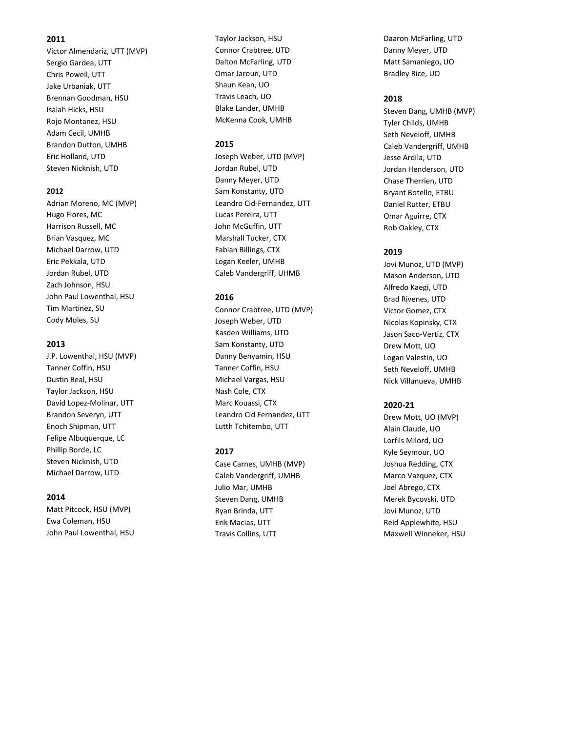**2011**

Victor Almendariz, UTT (MVP)
Sergio Gardea, UTT
Chris Powell, UTT
Jake Urbaniak, UTT
Brennan Goodman, HSU
Isaiah Hicks, HSU
Rojo Montanez, HSU
Adam Cecil, UMHB
Brandon Dutton, UMHB
Eric Holland, UTD
Steven Nicknish, UTD

**2012**

Adrian Moreno, MC (MVP)
Hugo Flores, MC
Harrison Russell, MC
Brian Vasquez, MC
Michael Darrow, UTD
Eric Pekkala, UTD
Jordan Rubel, UTD
Zach Johnson, HSU
John Paul Lowenthal, HSU
Tim Martinez, SU
Cody Moles, SU

**2013**

J.P. Lowenthal, HSU (MVP)
Tanner Coffin, HSU
Dustin Beal, HSU
Taylor Jackson, HSU
David Lopez-Molinar, UTT
Brandon Severyn, UTT
Enoch Shipman, UTT
Felipe Albuquerque, LC
Phillip Borde, LC
Steven Nicknish, UTD
Michael Darrow, UTD

**2014**

Matt Pitcock, HSU (MVP)
Ewa Coleman, HSU
John Paul Lowenthal, HSU
Taylor Jackson, HSU
Connor Crabtree, UTD
Dalton McFarling, UTD
Omar Jaroun, UTD
Shaun Kean, UO
Travis Leach, UO
Blake Lander, UMHB
McKenna Cook, UMHB

**2015**

Joseph Weber, UTD (MVP)
Jordan Rubel, UTD
Danny Meyer, UTD
Sam Konstanty, UTD
Leandro Cid-Fernandez, UTT
Lucas Pereira, UTT
John McGuffin, UTT
Marshall Tucker, CTX
Fabian Billings, CTX
Logan Keeler, UMHB
Caleb Vandergriff, UHMB

**2016**

Connor Crabtree, UTD (MVP)
Joseph Weber, UTD
Kasden Williams, UTD
Sam Konstanty, UTD
Danny Benyamin, HSU
Tanner Coffin, HSU
Michael Vargas, HSU
Nash Cole, CTX
Marc Kouassi, CTX
Leandro Cid Fernandez, UTT
Lutth Tchitembo, UTT

**2017**

Case Carnes, UMHB (MVP)
Caleb Vandergriff, UMHB
Julio Mar, UMHB
Steven Dang, UMHB
Ryan Brinda, UTT
Erik Macias, UTT
Travis Collins, UTT
Daaron McFarling, UTD
Danny Meyer, UTD
Matt Samaniego, UO
Bradley Rice, UO

**2018**

Steven Dang, UMHB (MVP)
Tyler Childs, UMHB
Seth Neveloff, UMHB
Caleb Vandergriff, UMHB
Jesse Ardila, UTD
Jordan Henderson, UTD
Chase Therrien, UTD
Bryant Botello, ETBU
Daniel Rutter, ETBU
Omar Aguirre, CTX
Rob Oakley, CTX

**2019**

Jovi Munoz, UTD (MVP)
Mason Anderson, UTD
Alfredo Kaegi, UTD
Brad Rivenes, UTD
Victor Gomez, CTX
Nicolas Kopinsky, CTX
Jason Saco-Vertiz, CTX
Drew Mott, UO
Logan Valestin, UO
Seth Neveloff, UMHB
Nick Villanueva, UMHB

**2020-21**

Drew Mott, UO (MVP)
Alain Claude, UO
Lorfils Milord, UO
Kyle Seymour, UO
Joshua Redding, CTX
Marco Vazquez, CTX
Joel Abrego, CTX
Merek Bycovski, UTD
Jovi Munoz, UTD
Reid Applewhite, HSU
Maxwell Winneker, HSU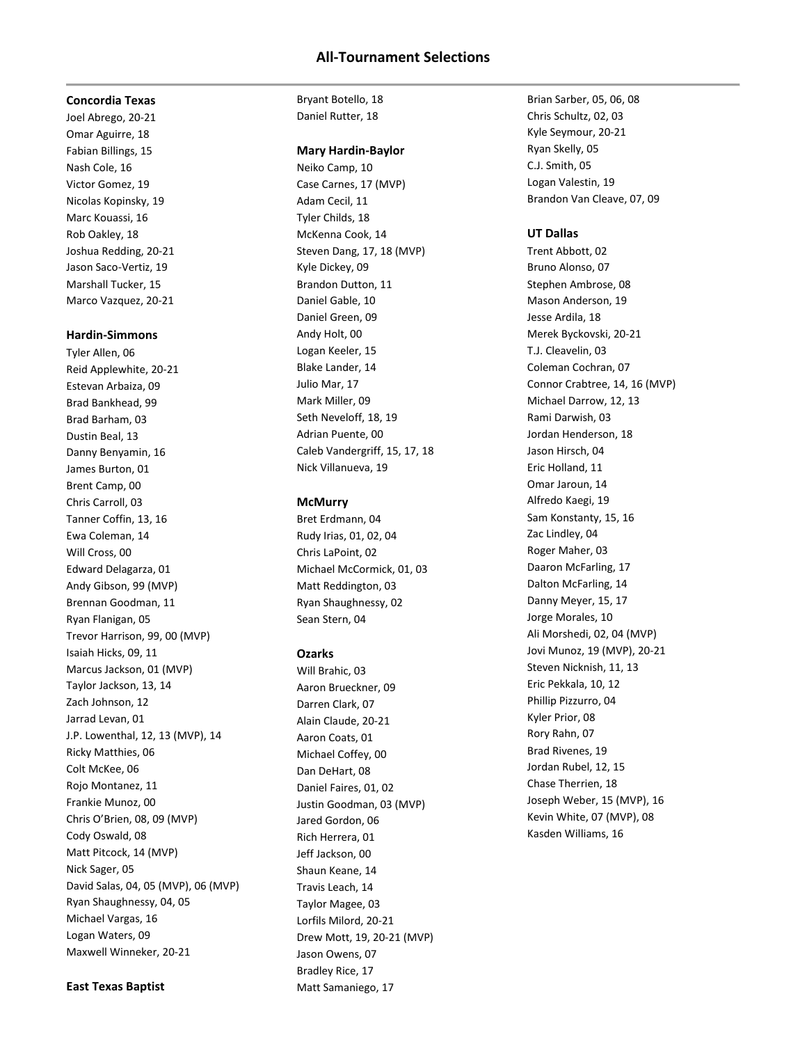# All-Tournament Selections

**Concordia Texas**

Joel Abrego, 20-21
Omar Aguirre, 18
Fabian Billings, 15
Nash Cole, 16
Victor Gomez, 19
Nicolas Kopinsky, 19
Marc Kouassi, 16
Rob Oakley, 18
Joshua Redding, 20-21
Jason Saco-Vertiz, 19
Marshall Tucker, 15
Marco Vazquez, 20-21

**Hardin-Simmons**

Tyler Allen, 06
Reid Applewhite, 20-21
Estevan Arbaiza, 09
Brad Bankhead, 99
Brad Barham, 03
Dustin Beal, 13
Danny Benyamin, 16
James Burton, 01
Brent Camp, 00
Chris Carroll, 03
Tanner Coffin, 13, 16
Ewa Coleman, 14
Will Cross, 00
Edward Delagarza, 01
Andy Gibson, 99 (MVP)
Brennan Goodman, 11
Ryan Flanigan, 05
Trevor Harrison, 99, 00 (MVP)
Isaiah Hicks, 09, 11
Marcus Jackson, 01 (MVP)
Taylor Jackson, 13, 14
Zach Johnson, 12
Jarrad Levan, 01
J.P. Lowenthal, 12, 13 (MVP), 14
Ricky Matthies, 06
Colt McKee, 06
Rojo Montanez, 11
Frankie Munoz, 00
Chris O'Brien, 08, 09 (MVP)
Cody Oswald, 08
Matt Pitcock, 14 (MVP)
Nick Sager, 05
David Salas, 04, 05 (MVP), 06 (MVP)
Ryan Shaughnessy, 04, 05
Michael Vargas, 16
Logan Waters, 09
Maxwell Winneker, 20-21

**East Texas Baptist**

Bryant Botello, 18
Daniel Rutter, 18

**Mary Hardin-Baylor**

Neiko Camp, 10
Case Carnes, 17 (MVP)
Adam Cecil, 11
Tyler Childs, 18
McKenna Cook, 14
Steven Dang, 17, 18 (MVP)
Kyle Dickey, 09
Brandon Dutton, 11
Daniel Gable, 10
Daniel Green, 09
Andy Holt, 00
Logan Keeler, 15
Blake Lander, 14
Julio Mar, 17
Mark Miller, 09
Seth Neveloff, 18, 19
Adrian Puente, 00
Caleb Vandergriff, 15, 17, 18
Nick Villanueva, 19

**McMurry**

Bret Erdmann, 04
Rudy Irias, 01, 02, 04
Chris LaPoint, 02
Michael McCormick, 01, 03
Matt Reddington, 03
Ryan Shaughnessy, 02
Sean Stern, 04

**Ozarks**

Will Brahic, 03
Aaron Brueckner, 09
Darren Clark, 07
Alain Claude, 20-21
Aaron Coats, 01
Michael Coffey, 00
Dan DeHart, 08
Daniel Faires, 01, 02
Justin Goodman, 03 (MVP)
Jared Gordon, 06
Rich Herrera, 01
Jeff Jackson, 00
Shaun Keane, 14
Travis Leach, 14
Taylor Magee, 03
Lorfils Milord, 20-21
Drew Mott, 19, 20-21 (MVP)
Jason Owens, 07
Bradley Rice, 17
Matt Samaniego, 17
Brian Sarber, 05, 06, 08
Chris Schultz, 02, 03
Kyle Seymour, 20-21
Ryan Skelly, 05
C.J. Smith, 05
Logan Valestin, 19
Brandon Van Cleave, 07, 09

**UT Dallas**

Trent Abbott, 02
Bruno Alonso, 07
Stephen Ambrose, 08
Mason Anderson, 19
Jesse Ardila, 18
Merek Byckovski, 20-21
T.J. Cleavelin, 03
Coleman Cochran, 07
Connor Crabtree, 14, 16 (MVP)
Michael Darrow, 12, 13
Rami Darwish, 03
Jordan Henderson, 18
Jason Hirsch, 04
Eric Holland, 11
Omar Jaroun, 14
Alfredo Kaegi, 19
Sam Konstanty, 15, 16
Zac Lindley, 04
Roger Maher, 03
Daaron McFarling, 17
Dalton McFarling, 14
Danny Meyer, 15, 17
Jorge Morales, 10
Ali Morshedi, 02, 04 (MVP)
Jovi Munoz, 19 (MVP), 20-21
Steven Nicknish, 11, 13
Eric Pekkala, 10, 12
Phillip Pizzurro, 04
Kyler Prior, 08
Rory Rahn, 07
Brad Rivenes, 19
Jordan Rubel, 12, 15
Chase Therrien, 18
Joseph Weber, 15 (MVP), 16
Kevin White, 07 (MVP), 08
Kasden Williams, 16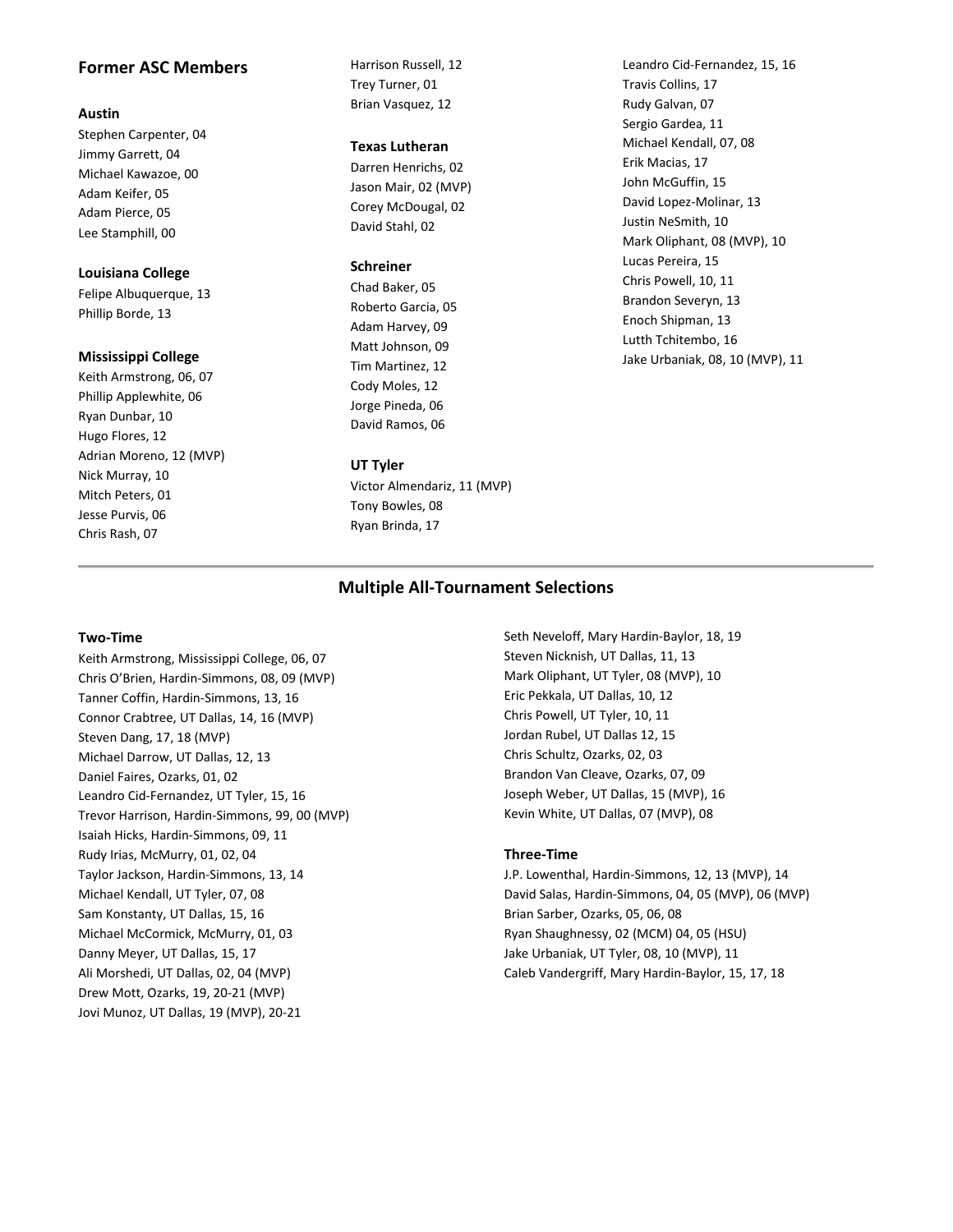## Former ASC Members

### Austin

Stephen Carpenter, 04
Jimmy Garrett, 04
Michael Kawazoe, 00
Adam Keifer, 05
Adam Pierce, 05
Lee Stamphill, 00

### Louisiana College

Felipe Albuquerque, 13
Phillip Borde, 13

### Mississippi College

Keith Armstrong, 06, 07
Phillip Applewhite, 06
Ryan Dunbar, 10
Hugo Flores, 12
Adrian Moreno, 12 (MVP)
Nick Murray, 10
Mitch Peters, 01
Jesse Purvis, 06
Chris Rash, 07
Harrison Russell, 12
Trey Turner, 01
Brian Vasquez, 12

### Texas Lutheran

Darren Henrichs, 02
Jason Mair, 02 (MVP)
Corey McDougal, 02
David Stahl, 02

### Schreiner

Chad Baker, 05
Roberto Garcia, 05
Adam Harvey, 09
Matt Johnson, 09
Tim Martinez, 12
Cody Moles, 12
Jorge Pineda, 06
David Ramos, 06

### UT Tyler

Victor Almendariz, 11 (MVP)
Tony Bowles, 08
Ryan Brinda, 17
Leandro Cid-Fernandez, 15, 16
Travis Collins, 17
Rudy Galvan, 07
Sergio Gardea, 11
Michael Kendall, 07, 08
Erik Macias, 17
John McGuffin, 15
David Lopez-Molinar, 13
Justin NeSmith, 10
Mark Oliphant, 08 (MVP), 10
Lucas Pereira, 15
Chris Powell, 10, 11
Brandon Severyn, 13
Enoch Shipman, 13
Lutth Tchitembo, 16
Jake Urbaniak, 08, 10 (MVP), 11

## Multiple All-Tournament Selections

### Two-Time

Keith Armstrong, Mississippi College, 06, 07
Chris O'Brien, Hardin-Simmons, 08, 09 (MVP)
Tanner Coffin, Hardin-Simmons, 13, 16
Connor Crabtree, UT Dallas, 14, 16 (MVP)
Steven Dang, 17, 18 (MVP)
Michael Darrow, UT Dallas, 12, 13
Daniel Faires, Ozarks, 01, 02
Leandro Cid-Fernandez, UT Tyler, 15, 16
Trevor Harrison, Hardin-Simmons, 99, 00 (MVP)
Isaiah Hicks, Hardin-Simmons, 09, 11
Rudy Irias, McMurry, 01, 02, 04
Taylor Jackson, Hardin-Simmons, 13, 14
Michael Kendall, UT Tyler, 07, 08
Sam Konstanty, UT Dallas, 15, 16
Michael McCormick, McMurry, 01, 03
Danny Meyer, UT Dallas, 15, 17
Ali Morshedi, UT Dallas, 02, 04 (MVP)
Drew Mott, Ozarks, 19, 20-21 (MVP)
Jovi Munoz, UT Dallas, 19 (MVP), 20-21
Seth Neveloff, Mary Hardin-Baylor, 18, 19
Steven Nicknish, UT Dallas, 11, 13
Mark Oliphant, UT Tyler, 08 (MVP), 10
Eric Pekkala, UT Dallas, 10, 12
Chris Powell, UT Tyler, 10, 11
Jordan Rubel, UT Dallas 12, 15
Chris Schultz, Ozarks, 02, 03
Brandon Van Cleave, Ozarks, 07, 09
Joseph Weber, UT Dallas, 15 (MVP), 16
Kevin White, UT Dallas, 07 (MVP), 08

### Three-Time

J.P. Lowenthal, Hardin-Simmons, 12, 13 (MVP), 14
David Salas, Hardin-Simmons, 04, 05 (MVP), 06 (MVP)
Brian Sarber, Ozarks, 05, 06, 08
Ryan Shaughnessy, 02 (MCM) 04, 05 (HSU)
Jake Urbaniak, UT Tyler, 08, 10 (MVP), 11
Caleb Vandergriff, Mary Hardin-Baylor, 15, 17, 18